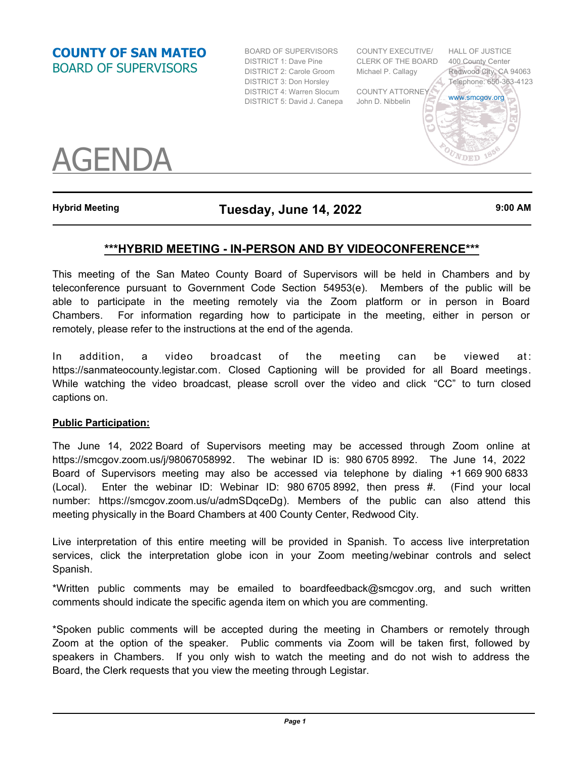# COUNTY OF SAN MATEO
## BOARD OF SUPERVISORS

BOARD OF SUPERVISORS
DISTRICT 1: Dave Pine
DISTRICT 2: Carole Groom
DISTRICT 3: Don Horsley
DISTRICT 4: Warren Slocum
DISTRICT 5: David J. Canepa

COUNTY EXECUTIVE/
CLERK OF THE BOARD
Michael P. Callagy

COUNTY ATTORNEY
John D. Nibbelin

HALL OF JUSTICE
400 County Center
Redwood City, CA 94063
Telephone: 650-363-4123
www.smcgov.org

# AGENDA

**Hybrid Meeting** | **Tuesday, June 14, 2022** | **9:00 AM**

## ***HYBRID MEETING - IN-PERSON AND BY VIDEOCONFERENCE***

This meeting of the San Mateo County Board of Supervisors will be held in Chambers and by teleconference pursuant to Government Code Section 54953(e). Members of the public will be able to participate in the meeting remotely via the Zoom platform or in person in Board Chambers. For information regarding how to participate in the meeting, either in person or remotely, please refer to the instructions at the end of the agenda.

In addition, a video broadcast of the meeting can be viewed at: https://sanmateocounty.legistar.com. Closed Captioning will be provided for all Board meetings. While watching the video broadcast, please scroll over the video and click "CC" to turn closed captions on.

**Public Participation:**

The June 14, 2022 Board of Supervisors meeting may be accessed through Zoom online at https://smcgov.zoom.us/j/98067058992. The webinar ID is: 980 6705 8992. The June 14, 2022 Board of Supervisors meeting may also be accessed via telephone by dialing +1 669 900 6833 (Local). Enter the webinar ID: Webinar ID: 980 6705 8992, then press #. (Find your local number: https://smcgov.zoom.us/u/admSDqceDg). Members of the public can also attend this meeting physically in the Board Chambers at 400 County Center, Redwood City.

Live interpretation of this entire meeting will be provided in Spanish. To access live interpretation services, click the interpretation globe icon in your Zoom meeting/webinar controls and select Spanish.

*Written public comments may be emailed to boardfeedback@smcgov.org, and such written comments should indicate the specific agenda item on which you are commenting.

*Spoken public comments will be accepted during the meeting in Chambers or remotely through Zoom at the option of the speaker. Public comments via Zoom will be taken first, followed by speakers in Chambers. If you only wish to watch the meeting and do not wish to address the Board, the Clerk requests that you view the meeting through Legistar.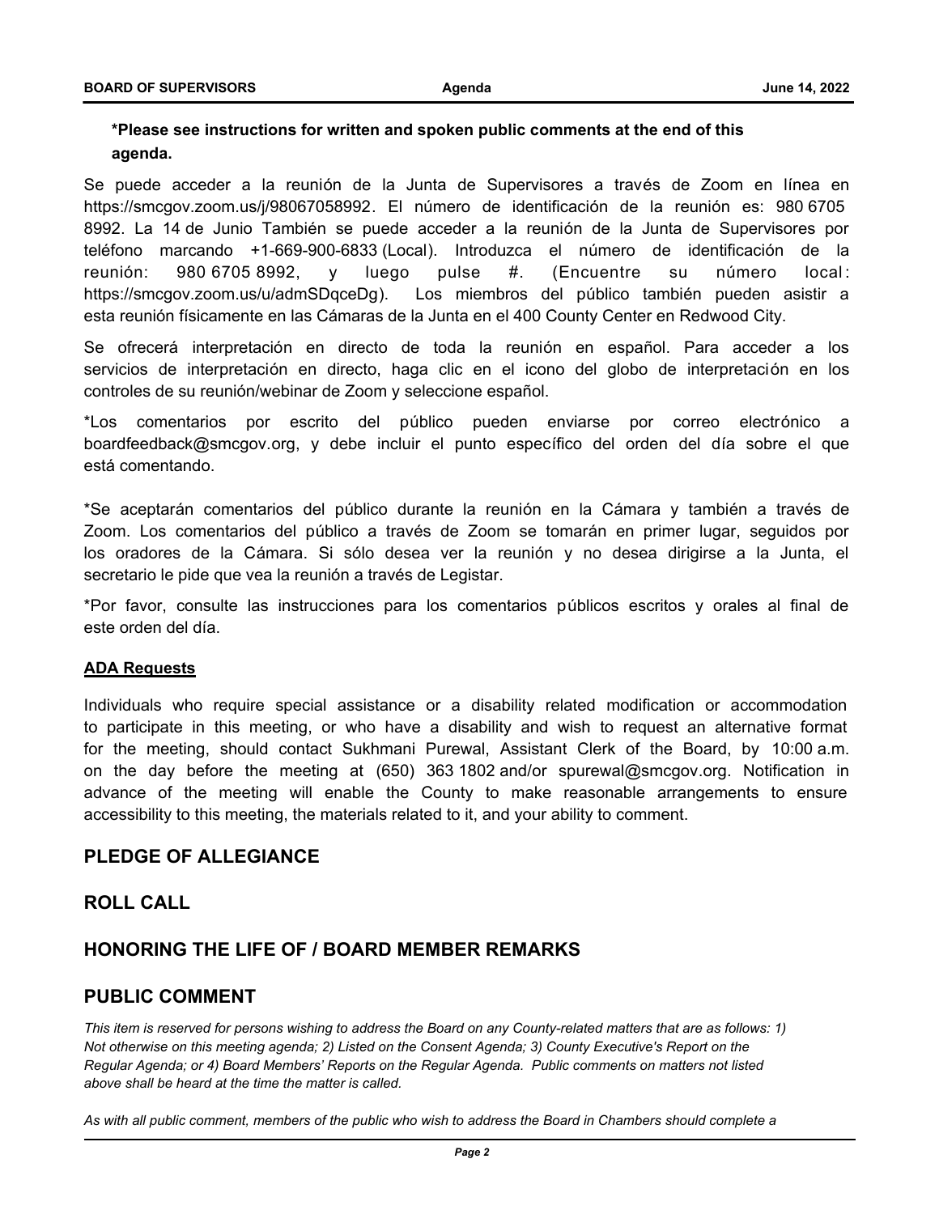**\*Please see instructions for written and spoken public comments at the end of this agenda.**

Se puede acceder a la reunión de la Junta de Supervisores a través de Zoom en línea en https://smcgov.zoom.us/j/98067058992. El número de identificación de la reunión es: 980 6705 8992. La 14 de Junio También se puede acceder a la reunión de la Junta de Supervisores por teléfono marcando +1-669-900-6833 (Local). Introduzca el número de identificación de la reunión: 980 6705 8992, y luego pulse #. (Encuentre su número local: https://smcgov.zoom.us/u/admSDqceDg). Los miembros del público también pueden asistir a esta reunión físicamente en las Cámaras de la Junta en el 400 County Center en Redwood City.

Se ofrecerá interpretación en directo de toda la reunión en español. Para acceder a los servicios de interpretación en directo, haga clic en el icono del globo de interpretación en los controles de su reunión/webinar de Zoom y seleccione español.

*Los comentarios por escrito del público pueden enviarse por correo electrónico a boardfeedback@smcgov.org, y debe incluir el punto específico del orden del día sobre el que está comentando.

*Se aceptarán comentarios del público durante la reunión en la Cámara y también a través de Zoom. Los comentarios del público a través de Zoom se tomarán en primer lugar, seguidos por los oradores de la Cámara. Si sólo desea ver la reunión y no desea dirigirse a la Junta, el secretario le pide que vea la reunión a través de Legistar.

*Por favor, consulte las instrucciones para los comentarios públicos escritos y orales al final de este orden del día.

**ADA Requests**

Individuals who require special assistance or a disability related modification or accommodation to participate in this meeting, or who have a disability and wish to request an alternative format for the meeting, should contact Sukhmani Purewal, Assistant Clerk of the Board, by 10:00 a.m. on the day before the meeting at (650) 363 1802 and/or spurewal@smcgov.org. Notification in advance of the meeting will enable the County to make reasonable arrangements to ensure accessibility to this meeting, the materials related to it, and your ability to comment.

## PLEDGE OF ALLEGIANCE

## ROLL CALL

## HONORING THE LIFE OF / BOARD MEMBER REMARKS

## PUBLIC COMMENT

*This item is reserved for persons wishing to address the Board on any County-related matters that are as follows: 1) Not otherwise on this meeting agenda; 2) Listed on the Consent Agenda; 3) County Executive's Report on the Regular Agenda; or 4) Board Members' Reports on the Regular Agenda. Public comments on matters not listed above shall be heard at the time the matter is called.*

*As with all public comment, members of the public who wish to address the Board in Chambers should complete a*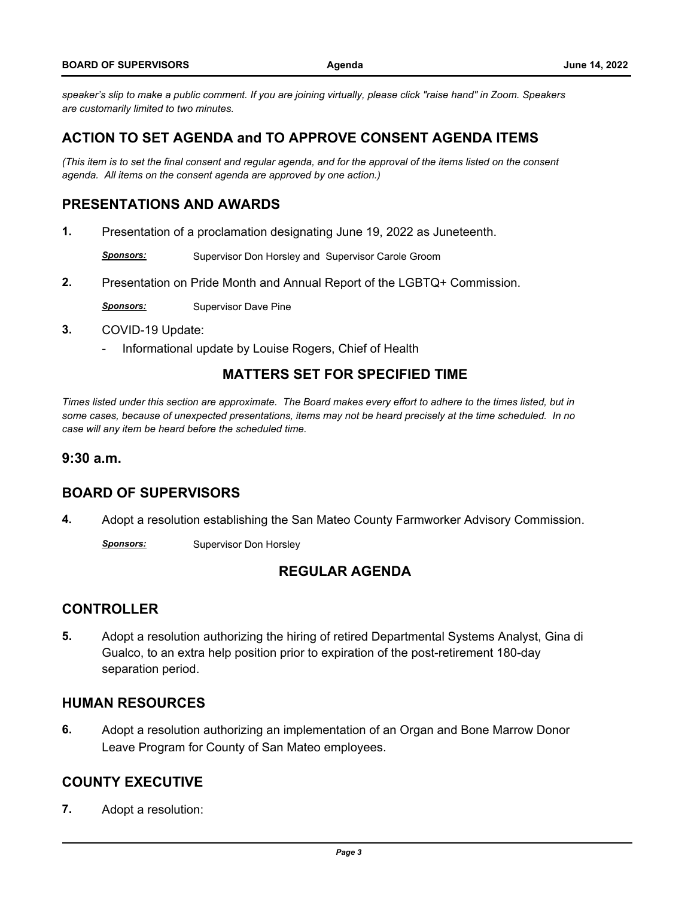*speaker's slip to make a public comment. If you are joining virtually, please click "raise hand" in Zoom. Speakers are customarily limited to two minutes.*

## ACTION TO SET AGENDA and TO APPROVE CONSENT AGENDA ITEMS

*(This item is to set the final consent and regular agenda, and for the approval of the items listed on the consent agenda. All items on the consent agenda are approved by one action.)*

## PRESENTATIONS AND AWARDS

**1.** Presentation of a proclamation designating June 19, 2022 as Juneteenth.

***Sponsors:*** Supervisor Don Horsley and Supervisor Carole Groom

**2.** Presentation on Pride Month and Annual Report of the LGBTQ+ Commission.

***Sponsors:*** Supervisor Dave Pine

**3.** COVID-19 Update:

- Informational update by Louise Rogers, Chief of Health

## MATTERS SET FOR SPECIFIED TIME

*Times listed under this section are approximate. The Board makes every effort to adhere to the times listed, but in some cases, because of unexpected presentations, items may not be heard precisely at the time scheduled. In no case will any item be heard before the scheduled time.*

### 9:30 a.m.

## BOARD OF SUPERVISORS

**4.** Adopt a resolution establishing the San Mateo County Farmworker Advisory Commission.

***Sponsors:*** Supervisor Don Horsley

## REGULAR AGENDA

## CONTROLLER

**5.** Adopt a resolution authorizing the hiring of retired Departmental Systems Analyst, Gina di Gualco, to an extra help position prior to expiration of the post-retirement 180-day separation period.

## HUMAN RESOURCES

**6.** Adopt a resolution authorizing an implementation of an Organ and Bone Marrow Donor Leave Program for County of San Mateo employees.

## COUNTY EXECUTIVE

**7.** Adopt a resolution: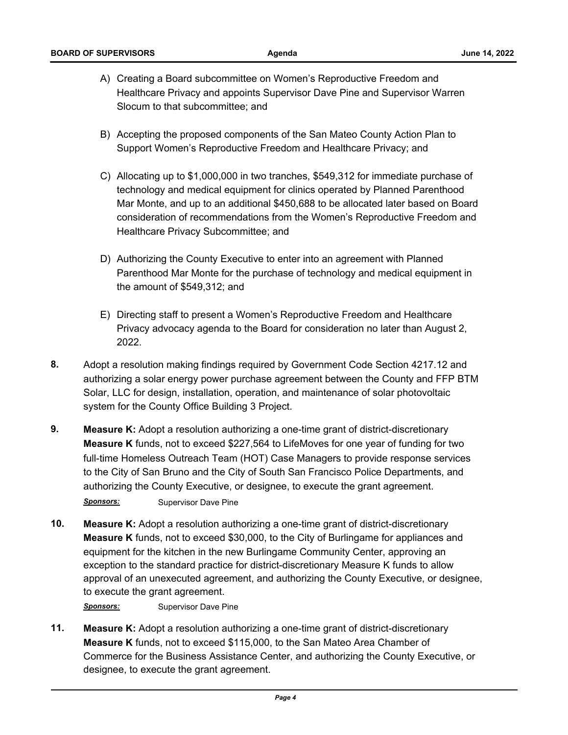A) Creating a Board subcommittee on Women's Reproductive Freedom and Healthcare Privacy and appoints Supervisor Dave Pine and Supervisor Warren Slocum to that subcommittee; and

B) Accepting the proposed components of the San Mateo County Action Plan to Support Women's Reproductive Freedom and Healthcare Privacy; and

C) Allocating up to $1,000,000 in two tranches, $549,312 for immediate purchase of technology and medical equipment for clinics operated by Planned Parenthood Mar Monte, and up to an additional $450,688 to be allocated later based on Board consideration of recommendations from the Women's Reproductive Freedom and Healthcare Privacy Subcommittee; and

D) Authorizing the County Executive to enter into an agreement with Planned Parenthood Mar Monte for the purchase of technology and medical equipment in the amount of $549,312; and

E) Directing staff to present a Women's Reproductive Freedom and Healthcare Privacy advocacy agenda to the Board for consideration no later than August 2, 2022.

**8.** Adopt a resolution making findings required by Government Code Section 4217.12 and authorizing a solar energy power purchase agreement between the County and FFP BTM Solar, LLC for design, installation, operation, and maintenance of solar photovoltaic system for the County Office Building 3 Project.

**9.** **Measure K:** Adopt a resolution authorizing a one-time grant of district-discretionary **Measure K** funds, not to exceed $227,564 to LifeMoves for one year of funding for two full-time Homeless Outreach Team (HOT) Case Managers to provide response services to the City of San Bruno and the City of South San Francisco Police Departments, and authorizing the County Executive, or designee, to execute the grant agreement.

***Sponsors:*** Supervisor Dave Pine

**10.** **Measure K:** Adopt a resolution authorizing a one-time grant of district-discretionary **Measure K** funds, not to exceed $30,000, to the City of Burlingame for appliances and equipment for the kitchen in the new Burlingame Community Center, approving an exception to the standard practice for district-discretionary Measure K funds to allow approval of an unexecuted agreement, and authorizing the County Executive, or designee, to execute the grant agreement.

***Sponsors:*** Supervisor Dave Pine

**11.** **Measure K:** Adopt a resolution authorizing a one-time grant of district-discretionary **Measure K** funds, not to exceed $115,000, to the San Mateo Area Chamber of Commerce for the Business Assistance Center, and authorizing the County Executive, or designee, to execute the grant agreement.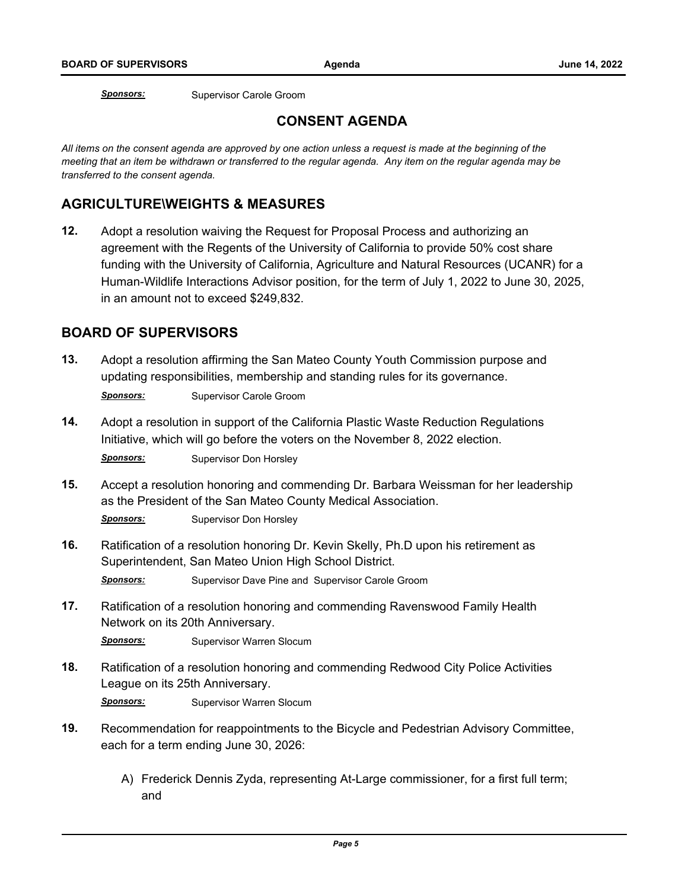*Sponsors:* Supervisor Carole Groom

## CONSENT AGENDA

*All items on the consent agenda are approved by one action unless a request is made at the beginning of the meeting that an item be withdrawn or transferred to the regular agenda. Any item on the regular agenda may be transferred to the consent agenda.*

### AGRICULTURE\WEIGHTS & MEASURES

**12.** Adopt a resolution waiving the Request for Proposal Process and authorizing an agreement with the Regents of the University of California to provide 50% cost share funding with the University of California, Agriculture and Natural Resources (UCANR) for a Human-Wildlife Interactions Advisor position, for the term of July 1, 2022 to June 30, 2025, in an amount not to exceed $249,832.

### BOARD OF SUPERVISORS

**13.** Adopt a resolution affirming the San Mateo County Youth Commission purpose and updating responsibilities, membership and standing rules for its governance.

*Sponsors:* Supervisor Carole Groom

**14.** Adopt a resolution in support of the California Plastic Waste Reduction Regulations Initiative, which will go before the voters on the November 8, 2022 election.

*Sponsors:* Supervisor Don Horsley

**15.** Accept a resolution honoring and commending Dr. Barbara Weissman for her leadership as the President of the San Mateo County Medical Association.

*Sponsors:* Supervisor Don Horsley

**16.** Ratification of a resolution honoring Dr. Kevin Skelly, Ph.D upon his retirement as Superintendent, San Mateo Union High School District.

*Sponsors:* Supervisor Dave Pine and Supervisor Carole Groom

**17.** Ratification of a resolution honoring and commending Ravenswood Family Health Network on its 20th Anniversary.

*Sponsors:* Supervisor Warren Slocum

**18.** Ratification of a resolution honoring and commending Redwood City Police Activities League on its 25th Anniversary.

*Sponsors:* Supervisor Warren Slocum

**19.** Recommendation for reappointments to the Bicycle and Pedestrian Advisory Committee, each for a term ending June 30, 2026:

A) Frederick Dennis Zyda, representing At-Large commissioner, for a first full term; and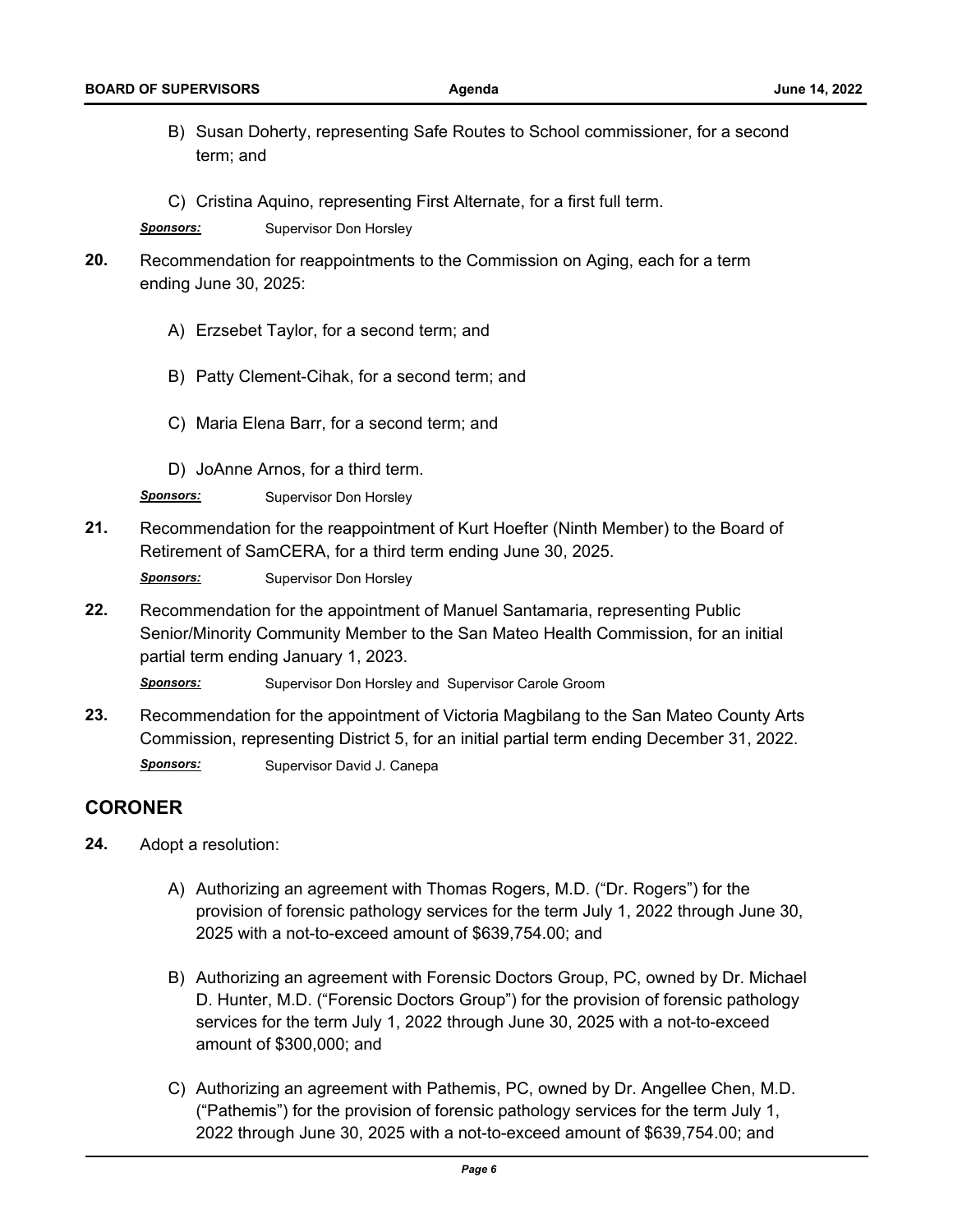B) Susan Doherty, representing Safe Routes to School commissioner, for a second term; and

C) Cristina Aquino, representing First Alternate, for a first full term.

*Sponsors:* Supervisor Don Horsley

**20.** Recommendation for reappointments to the Commission on Aging, each for a term ending June 30, 2025:

A) Erzsebet Taylor, for a second term; and

B) Patty Clement-Cihak, for a second term; and

C) Maria Elena Barr, for a second term; and

D) JoAnne Arnos, for a third term.

*Sponsors:* Supervisor Don Horsley

**21.** Recommendation for the reappointment of Kurt Hoefter (Ninth Member) to the Board of Retirement of SamCERA, for a third term ending June 30, 2025.

*Sponsors:* Supervisor Don Horsley

**22.** Recommendation for the appointment of Manuel Santamaria, representing Public Senior/Minority Community Member to the San Mateo Health Commission, for an initial partial term ending January 1, 2023.

*Sponsors:* Supervisor Don Horsley and Supervisor Carole Groom

**23.** Recommendation for the appointment of Victoria Magbilang to the San Mateo County Arts Commission, representing District 5, for an initial partial term ending December 31, 2022.

*Sponsors:* Supervisor David J. Canepa

## CORONER

**24.** Adopt a resolution:

A) Authorizing an agreement with Thomas Rogers, M.D. ("Dr. Rogers") for the provision of forensic pathology services for the term July 1, 2022 through June 30, 2025 with a not-to-exceed amount of $639,754.00; and

B) Authorizing an agreement with Forensic Doctors Group, PC, owned by Dr. Michael D. Hunter, M.D. ("Forensic Doctors Group") for the provision of forensic pathology services for the term July 1, 2022 through June 30, 2025 with a not-to-exceed amount of $300,000; and

C) Authorizing an agreement with Pathemis, PC, owned by Dr. Angellee Chen, M.D. ("Pathemis") for the provision of forensic pathology services for the term July 1, 2022 through June 30, 2025 with a not-to-exceed amount of $639,754.00; and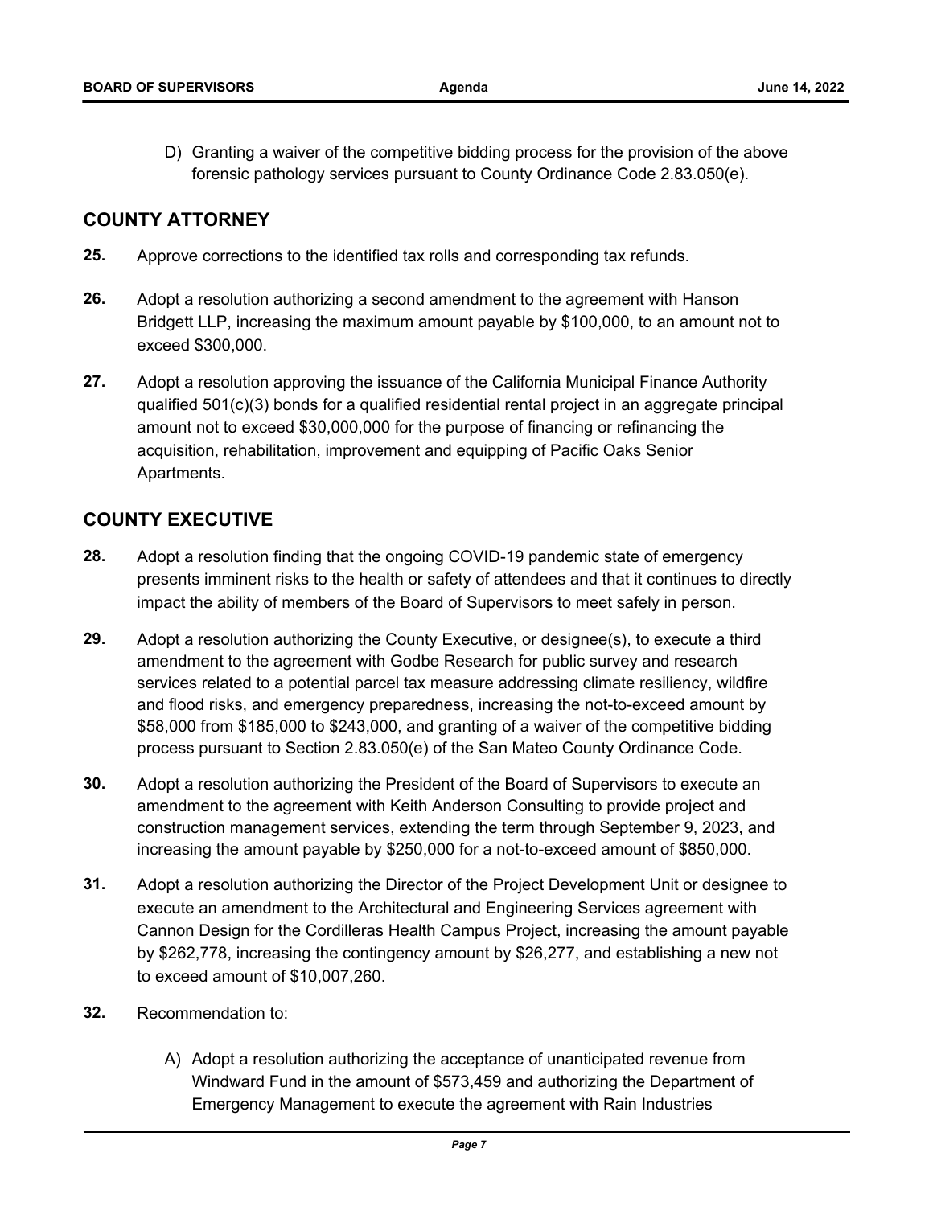D) Granting a waiver of the competitive bidding process for the provision of the above forensic pathology services pursuant to County Ordinance Code 2.83.050(e).

## COUNTY ATTORNEY

**25.** Approve corrections to the identified tax rolls and corresponding tax refunds.

**26.** Adopt a resolution authorizing a second amendment to the agreement with Hanson Bridgett LLP, increasing the maximum amount payable by $100,000, to an amount not to exceed $300,000.

**27.** Adopt a resolution approving the issuance of the California Municipal Finance Authority qualified 501(c)(3) bonds for a qualified residential rental project in an aggregate principal amount not to exceed $30,000,000 for the purpose of financing or refinancing the acquisition, rehabilitation, improvement and equipping of Pacific Oaks Senior Apartments.

## COUNTY EXECUTIVE

**28.** Adopt a resolution finding that the ongoing COVID-19 pandemic state of emergency presents imminent risks to the health or safety of attendees and that it continues to directly impact the ability of members of the Board of Supervisors to meet safely in person.

**29.** Adopt a resolution authorizing the County Executive, or designee(s), to execute a third amendment to the agreement with Godbe Research for public survey and research services related to a potential parcel tax measure addressing climate resiliency, wildfire and flood risks, and emergency preparedness, increasing the not-to-exceed amount by $58,000 from $185,000 to $243,000, and granting of a waiver of the competitive bidding process pursuant to Section 2.83.050(e) of the San Mateo County Ordinance Code.

**30.** Adopt a resolution authorizing the President of the Board of Supervisors to execute an amendment to the agreement with Keith Anderson Consulting to provide project and construction management services, extending the term through September 9, 2023, and increasing the amount payable by $250,000 for a not-to-exceed amount of $850,000.

**31.** Adopt a resolution authorizing the Director of the Project Development Unit or designee to execute an amendment to the Architectural and Engineering Services agreement with Cannon Design for the Cordilleras Health Campus Project, increasing the amount payable by $262,778, increasing the contingency amount by $26,277, and establishing a new not to exceed amount of $10,007,260.

**32.** Recommendation to:

A) Adopt a resolution authorizing the acceptance of unanticipated revenue from Windward Fund in the amount of $573,459 and authorizing the Department of Emergency Management to execute the agreement with Rain Industries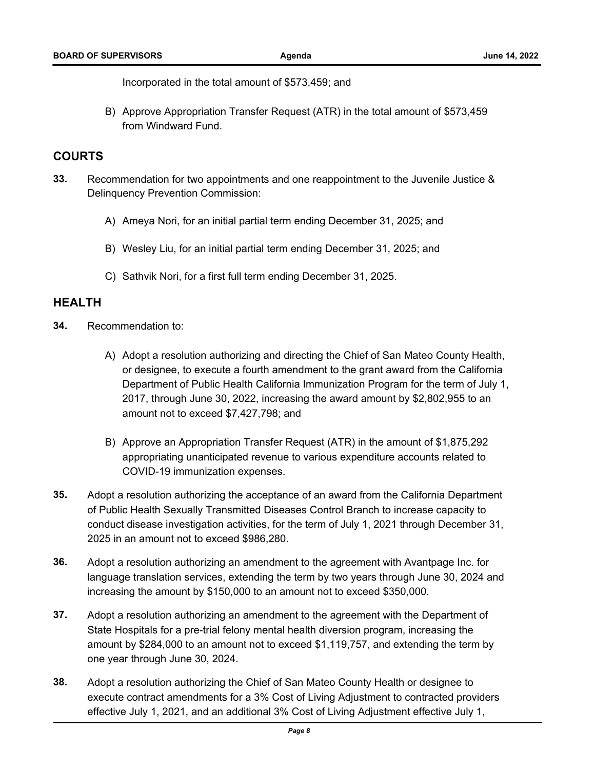Incorporated in the total amount of $573,459; and

B) Approve Appropriation Transfer Request (ATR) in the total amount of $573,459 from Windward Fund.

## COURTS

**33.** Recommendation for two appointments and one reappointment to the Juvenile Justice & Delinquency Prevention Commission:

A) Ameya Nori, for an initial partial term ending December 31, 2025; and

B) Wesley Liu, for an initial partial term ending December 31, 2025; and

C) Sathvik Nori, for a first full term ending December 31, 2025.

## HEALTH

**34.** Recommendation to:

A) Adopt a resolution authorizing and directing the Chief of San Mateo County Health, or designee, to execute a fourth amendment to the grant award from the California Department of Public Health California Immunization Program for the term of July 1, 2017, through June 30, 2022, increasing the award amount by $2,802,955 to an amount not to exceed $7,427,798; and

B) Approve an Appropriation Transfer Request (ATR) in the amount of $1,875,292 appropriating unanticipated revenue to various expenditure accounts related to COVID-19 immunization expenses.

**35.** Adopt a resolution authorizing the acceptance of an award from the California Department of Public Health Sexually Transmitted Diseases Control Branch to increase capacity to conduct disease investigation activities, for the term of July 1, 2021 through December 31, 2025 in an amount not to exceed $986,280.

**36.** Adopt a resolution authorizing an amendment to the agreement with Avantpage Inc. for language translation services, extending the term by two years through June 30, 2024 and increasing the amount by $150,000 to an amount not to exceed $350,000.

**37.** Adopt a resolution authorizing an amendment to the agreement with the Department of State Hospitals for a pre-trial felony mental health diversion program, increasing the amount by $284,000 to an amount not to exceed $1,119,757, and extending the term by one year through June 30, 2024.

**38.** Adopt a resolution authorizing the Chief of San Mateo County Health or designee to execute contract amendments for a 3% Cost of Living Adjustment to contracted providers effective July 1, 2021, and an additional 3% Cost of Living Adjustment effective July 1,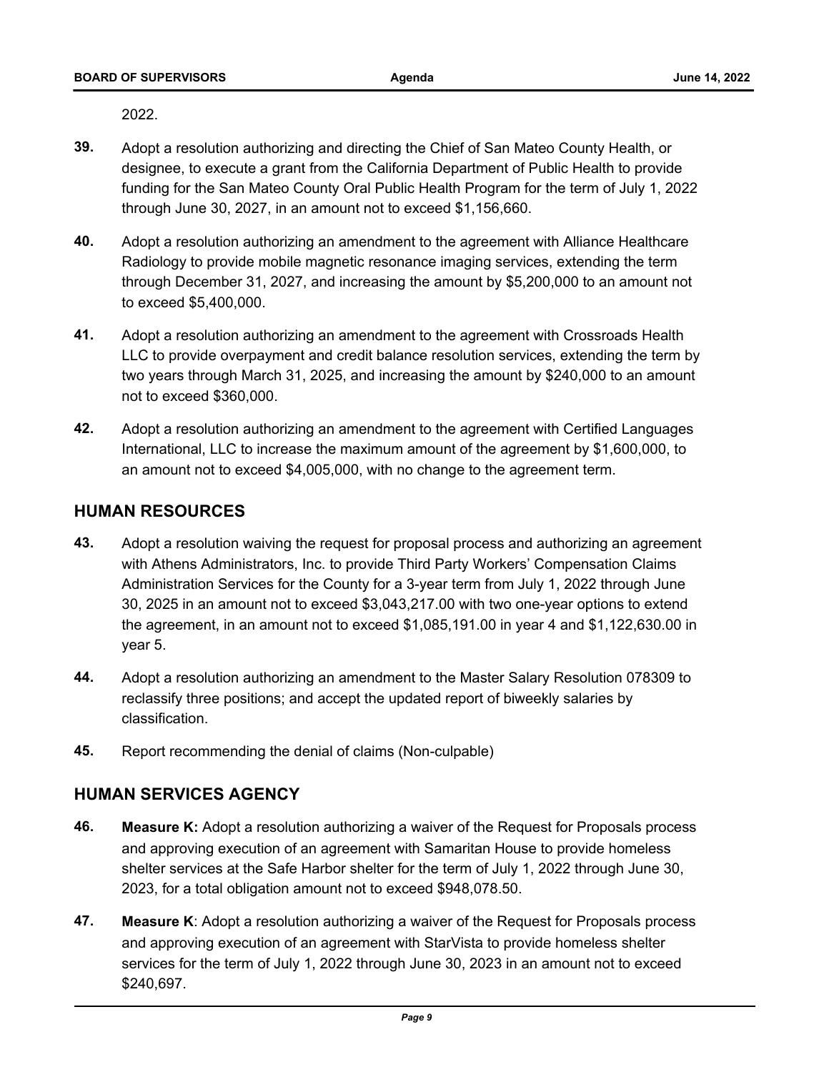2022.

**39.** Adopt a resolution authorizing and directing the Chief of San Mateo County Health, or designee, to execute a grant from the California Department of Public Health to provide funding for the San Mateo County Oral Public Health Program for the term of July 1, 2022 through June 30, 2027, in an amount not to exceed $1,156,660.

**40.** Adopt a resolution authorizing an amendment to the agreement with Alliance Healthcare Radiology to provide mobile magnetic resonance imaging services, extending the term through December 31, 2027, and increasing the amount by $5,200,000 to an amount not to exceed $5,400,000.

**41.** Adopt a resolution authorizing an amendment to the agreement with Crossroads Health LLC to provide overpayment and credit balance resolution services, extending the term by two years through March 31, 2025, and increasing the amount by $240,000 to an amount not to exceed $360,000.

**42.** Adopt a resolution authorizing an amendment to the agreement with Certified Languages International, LLC to increase the maximum amount of the agreement by $1,600,000, to an amount not to exceed $4,005,000, with no change to the agreement term.

## HUMAN RESOURCES

**43.** Adopt a resolution waiving the request for proposal process and authorizing an agreement with Athens Administrators, Inc. to provide Third Party Workers' Compensation Claims Administration Services for the County for a 3-year term from July 1, 2022 through June 30, 2025 in an amount not to exceed $3,043,217.00 with two one-year options to extend the agreement, in an amount not to exceed $1,085,191.00 in year 4 and $1,122,630.00 in year 5.

**44.** Adopt a resolution authorizing an amendment to the Master Salary Resolution 078309 to reclassify three positions; and accept the updated report of biweekly salaries by classification.

**45.** Report recommending the denial of claims (Non-culpable)

## HUMAN SERVICES AGENCY

**46.** **Measure K:** Adopt a resolution authorizing a waiver of the Request for Proposals process and approving execution of an agreement with Samaritan House to provide homeless shelter services at the Safe Harbor shelter for the term of July 1, 2022 through June 30, 2023, for a total obligation amount not to exceed $948,078.50.

**47.** **Measure K**: Adopt a resolution authorizing a waiver of the Request for Proposals process and approving execution of an agreement with StarVista to provide homeless shelter services for the term of July 1, 2022 through June 30, 2023 in an amount not to exceed $240,697.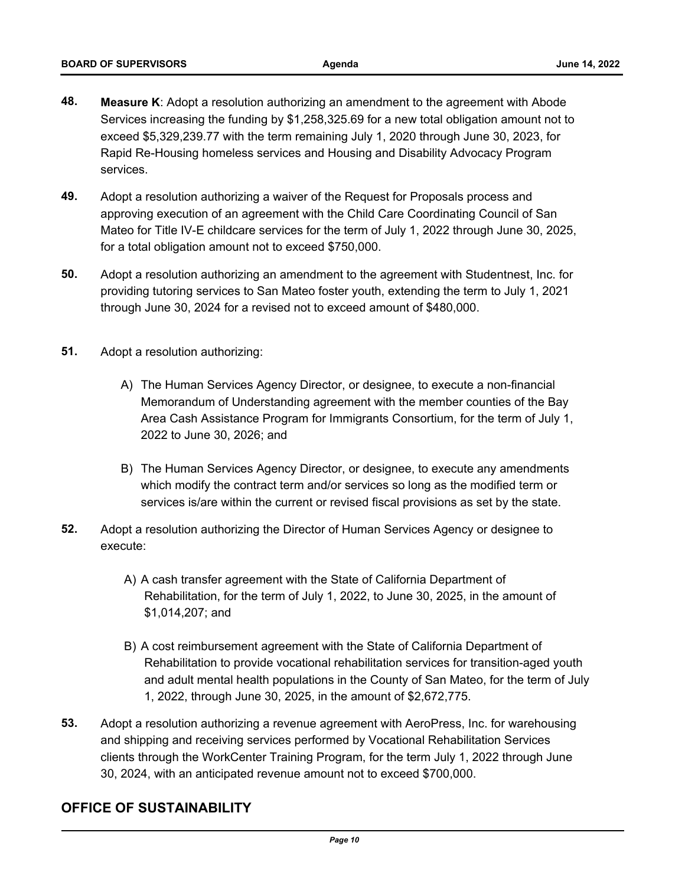48. **Measure K**: Adopt a resolution authorizing an amendment to the agreement with Abode Services increasing the funding by $1,258,325.69 for a new total obligation amount not to exceed $5,329,239.77 with the term remaining July 1, 2020 through June 30, 2023, for Rapid Re-Housing homeless services and Housing and Disability Advocacy Program services.

49. Adopt a resolution authorizing a waiver of the Request for Proposals process and approving execution of an agreement with the Child Care Coordinating Council of San Mateo for Title IV-E childcare services for the term of July 1, 2022 through June 30, 2025, for a total obligation amount not to exceed $750,000.

50. Adopt a resolution authorizing an amendment to the agreement with Studentnest, Inc. for providing tutoring services to San Mateo foster youth, extending the term to July 1, 2021 through June 30, 2024 for a revised not to exceed amount of $480,000.

51. Adopt a resolution authorizing:

    A) The Human Services Agency Director, or designee, to execute a non-financial Memorandum of Understanding agreement with the member counties of the Bay Area Cash Assistance Program for Immigrants Consortium, for the term of July 1, 2022 to June 30, 2026; and

    B) The Human Services Agency Director, or designee, to execute any amendments which modify the contract term and/or services so long as the modified term or services is/are within the current or revised fiscal provisions as set by the state.

52. Adopt a resolution authorizing the Director of Human Services Agency or designee to execute:

    A) A cash transfer agreement with the State of California Department of Rehabilitation, for the term of July 1, 2022, to June 30, 2025, in the amount of $1,014,207; and

    B) A cost reimbursement agreement with the State of California Department of Rehabilitation to provide vocational rehabilitation services for transition-aged youth and adult mental health populations in the County of San Mateo, for the term of July 1, 2022, through June 30, 2025, in the amount of $2,672,775.

53. Adopt a resolution authorizing a revenue agreement with AeroPress, Inc. for warehousing and shipping and receiving services performed by Vocational Rehabilitation Services clients through the WorkCenter Training Program, for the term July 1, 2022 through June 30, 2024, with an anticipated revenue amount not to exceed $700,000.

## OFFICE OF SUSTAINABILITY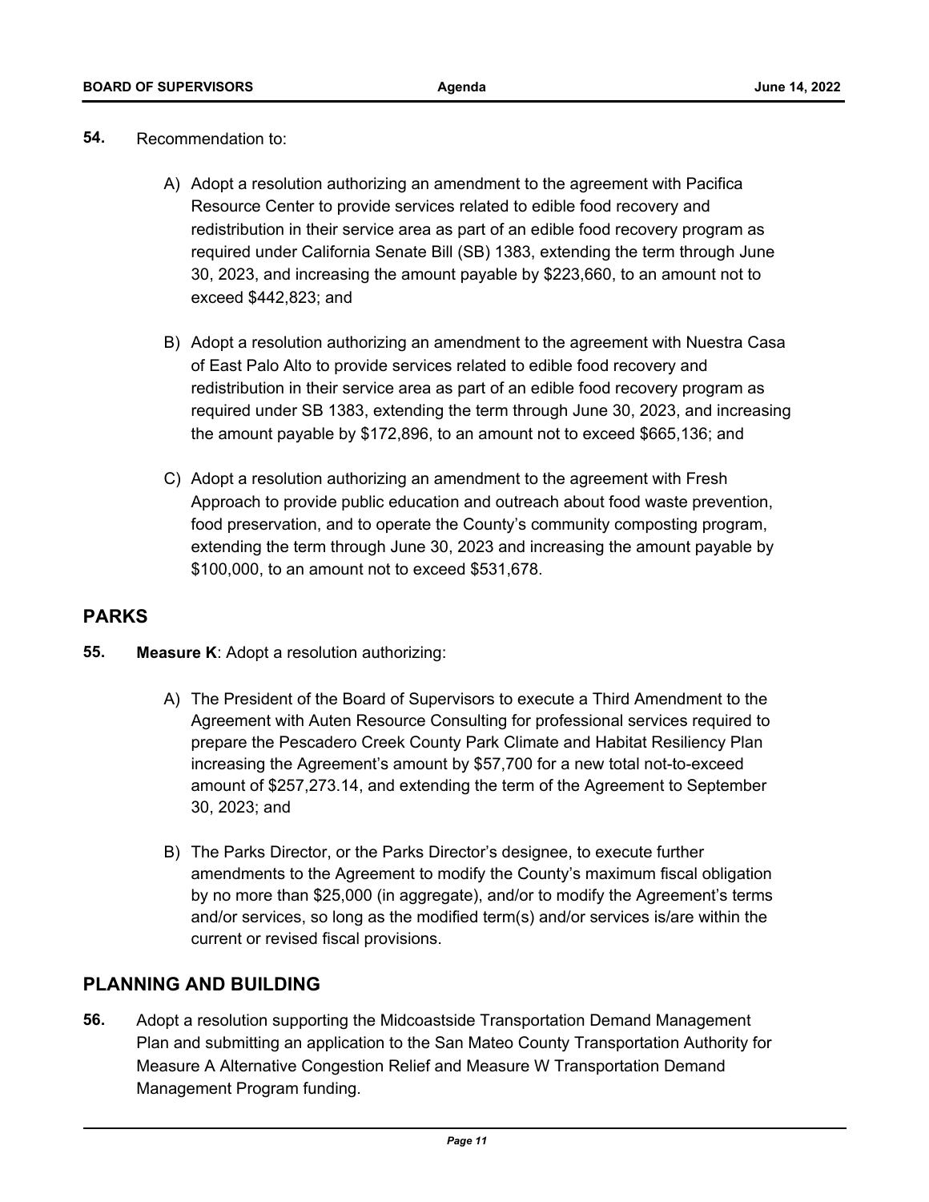**54.** Recommendation to:

A) Adopt a resolution authorizing an amendment to the agreement with Pacifica Resource Center to provide services related to edible food recovery and redistribution in their service area as part of an edible food recovery program as required under California Senate Bill (SB) 1383, extending the term through June 30, 2023, and increasing the amount payable by $223,660, to an amount not to exceed $442,823; and

B) Adopt a resolution authorizing an amendment to the agreement with Nuestra Casa of East Palo Alto to provide services related to edible food recovery and redistribution in their service area as part of an edible food recovery program as required under SB 1383, extending the term through June 30, 2023, and increasing the amount payable by $172,896, to an amount not to exceed $665,136; and

C) Adopt a resolution authorizing an amendment to the agreement with Fresh Approach to provide public education and outreach about food waste prevention, food preservation, and to operate the County's community composting program, extending the term through June 30, 2023 and increasing the amount payable by $100,000, to an amount not to exceed $531,678.

## PARKS

**55.** **Measure K**: Adopt a resolution authorizing:

A) The President of the Board of Supervisors to execute a Third Amendment to the Agreement with Auten Resource Consulting for professional services required to prepare the Pescadero Creek County Park Climate and Habitat Resiliency Plan increasing the Agreement's amount by $57,700 for a new total not-to-exceed amount of $257,273.14, and extending the term of the Agreement to September 30, 2023; and

B) The Parks Director, or the Parks Director's designee, to execute further amendments to the Agreement to modify the County's maximum fiscal obligation by no more than $25,000 (in aggregate), and/or to modify the Agreement's terms and/or services, so long as the modified term(s) and/or services is/are within the current or revised fiscal provisions.

## PLANNING AND BUILDING

**56.** Adopt a resolution supporting the Midcoastside Transportation Demand Management Plan and submitting an application to the San Mateo County Transportation Authority for Measure A Alternative Congestion Relief and Measure W Transportation Demand Management Program funding.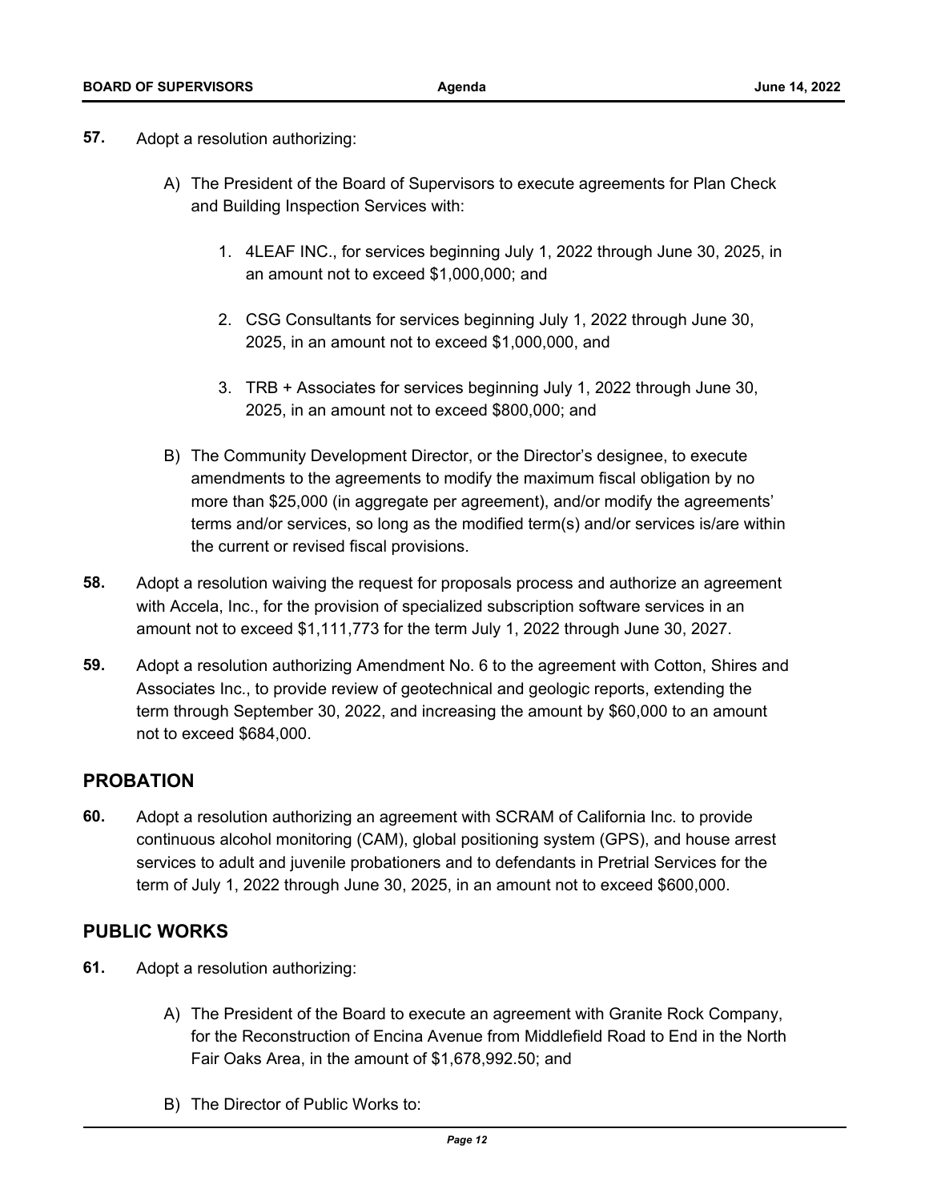**57.** Adopt a resolution authorizing:

A) The President of the Board of Supervisors to execute agreements for Plan Check and Building Inspection Services with:

1. 4LEAF INC., for services beginning July 1, 2022 through June 30, 2025, in an amount not to exceed $1,000,000; and

2. CSG Consultants for services beginning July 1, 2022 through June 30, 2025, in an amount not to exceed $1,000,000, and

3. TRB + Associates for services beginning July 1, 2022 through June 30, 2025, in an amount not to exceed $800,000; and

B) The Community Development Director, or the Director's designee, to execute amendments to the agreements to modify the maximum fiscal obligation by no more than $25,000 (in aggregate per agreement), and/or modify the agreements' terms and/or services, so long as the modified term(s) and/or services is/are within the current or revised fiscal provisions.

**58.** Adopt a resolution waiving the request for proposals process and authorize an agreement with Accela, Inc., for the provision of specialized subscription software services in an amount not to exceed $1,111,773 for the term July 1, 2022 through June 30, 2027.

**59.** Adopt a resolution authorizing Amendment No. 6 to the agreement with Cotton, Shires and Associates Inc., to provide review of geotechnical and geologic reports, extending the term through September 30, 2022, and increasing the amount by $60,000 to an amount not to exceed $684,000.

## PROBATION

**60.** Adopt a resolution authorizing an agreement with SCRAM of California Inc. to provide continuous alcohol monitoring (CAM), global positioning system (GPS), and house arrest services to adult and juvenile probationers and to defendants in Pretrial Services for the term of July 1, 2022 through June 30, 2025, in an amount not to exceed $600,000.

## PUBLIC WORKS

**61.** Adopt a resolution authorizing:

A) The President of the Board to execute an agreement with Granite Rock Company, for the Reconstruction of Encina Avenue from Middlefield Road to End in the North Fair Oaks Area, in the amount of $1,678,992.50; and

B) The Director of Public Works to: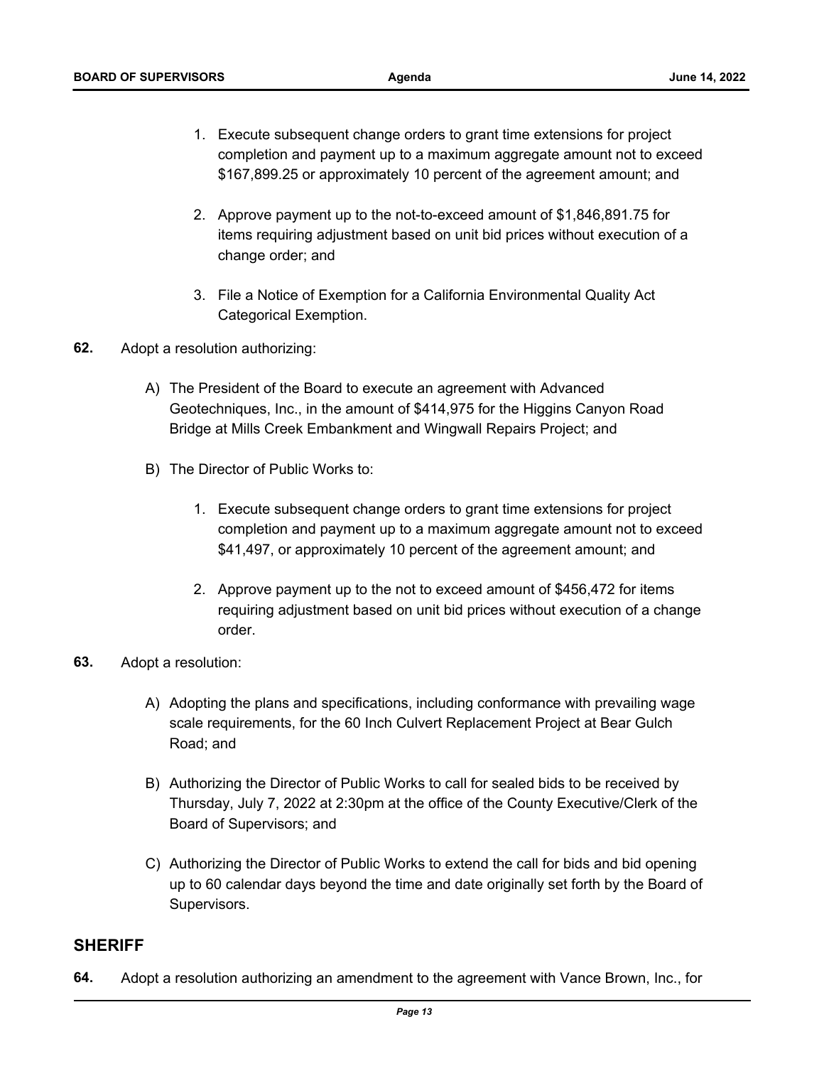1. Execute subsequent change orders to grant time extensions for project completion and payment up to a maximum aggregate amount not to exceed $167,899.25 or approximately 10 percent of the agreement amount; and

2. Approve payment up to the not-to-exceed amount of $1,846,891.75 for items requiring adjustment based on unit bid prices without execution of a change order; and

3. File a Notice of Exemption for a California Environmental Quality Act Categorical Exemption.

**62.** Adopt a resolution authorizing:

A) The President of the Board to execute an agreement with Advanced Geotechniques, Inc., in the amount of $414,975 for the Higgins Canyon Road Bridge at Mills Creek Embankment and Wingwall Repairs Project; and

B) The Director of Public Works to:

1. Execute subsequent change orders to grant time extensions for project completion and payment up to a maximum aggregate amount not to exceed $41,497, or approximately 10 percent of the agreement amount; and

2. Approve payment up to the not to exceed amount of $456,472 for items requiring adjustment based on unit bid prices without execution of a change order.

**63.** Adopt a resolution:

A) Adopting the plans and specifications, including conformance with prevailing wage scale requirements, for the 60 Inch Culvert Replacement Project at Bear Gulch Road; and

B) Authorizing the Director of Public Works to call for sealed bids to be received by Thursday, July 7, 2022 at 2:30pm at the office of the County Executive/Clerk of the Board of Supervisors; and

C) Authorizing the Director of Public Works to extend the call for bids and bid opening up to 60 calendar days beyond the time and date originally set forth by the Board of Supervisors.

## SHERIFF

**64.** Adopt a resolution authorizing an amendment to the agreement with Vance Brown, Inc., for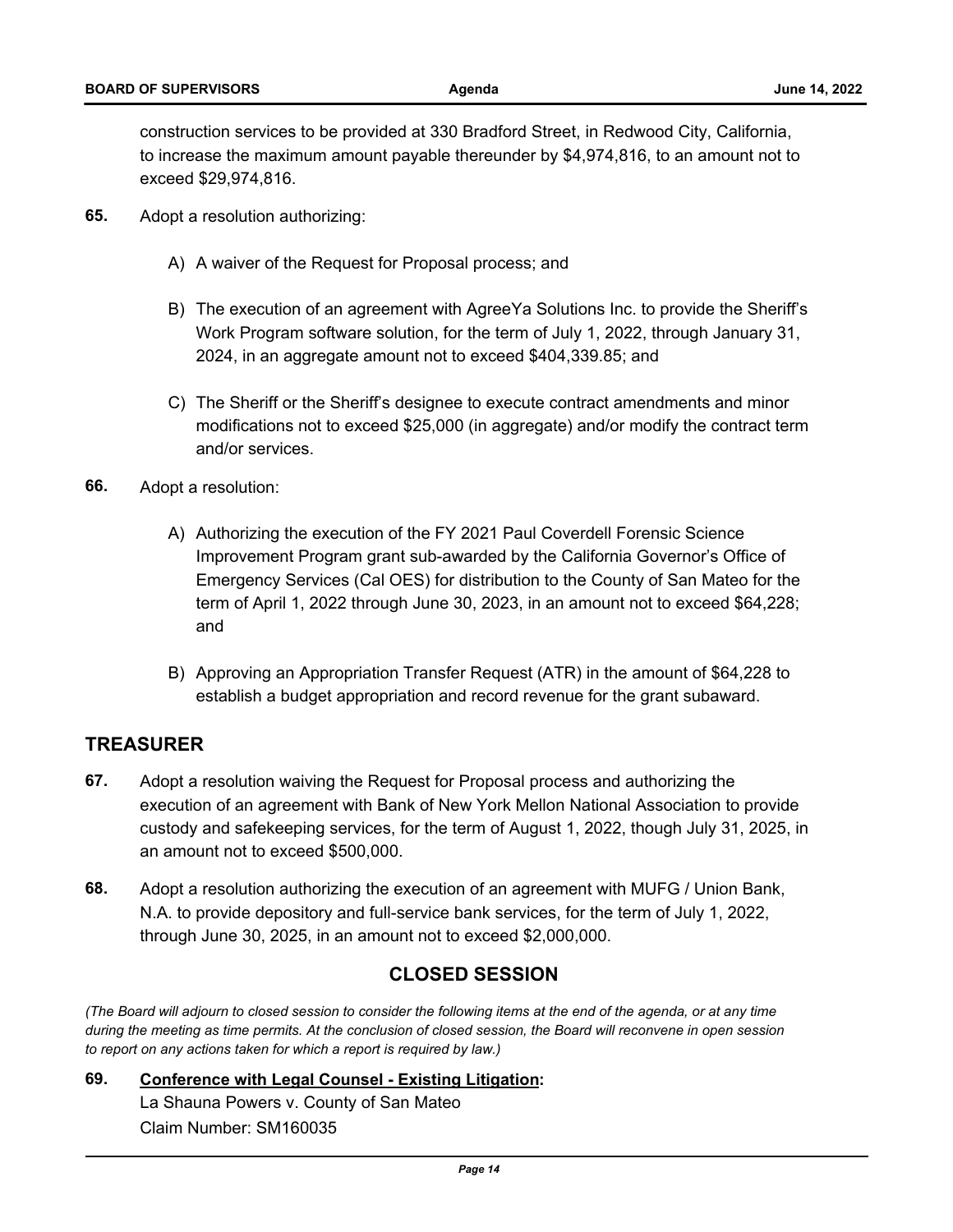construction services to be provided at 330 Bradford Street, in Redwood City, California, to increase the maximum amount payable thereunder by $4,974,816, to an amount not to exceed $29,974,816.

**65.** Adopt a resolution authorizing:

A) A waiver of the Request for Proposal process; and

B) The execution of an agreement with AgreeYa Solutions Inc. to provide the Sheriff's Work Program software solution, for the term of July 1, 2022, through January 31, 2024, in an aggregate amount not to exceed $404,339.85; and

C) The Sheriff or the Sheriff's designee to execute contract amendments and minor modifications not to exceed $25,000 (in aggregate) and/or modify the contract term and/or services.

**66.** Adopt a resolution:

A) Authorizing the execution of the FY 2021 Paul Coverdell Forensic Science Improvement Program grant sub-awarded by the California Governor's Office of Emergency Services (Cal OES) for distribution to the County of San Mateo for the term of April 1, 2022 through June 30, 2023, in an amount not to exceed $64,228; and

B) Approving an Appropriation Transfer Request (ATR) in the amount of $64,228 to establish a budget appropriation and record revenue for the grant subaward.

## TREASURER

**67.** Adopt a resolution waiving the Request for Proposal process and authorizing the execution of an agreement with Bank of New York Mellon National Association to provide custody and safekeeping services, for the term of August 1, 2022, though July 31, 2025, in an amount not to exceed $500,000.

**68.** Adopt a resolution authorizing the execution of an agreement with MUFG / Union Bank, N.A. to provide depository and full-service bank services, for the term of July 1, 2022, through June 30, 2025, in an amount not to exceed $2,000,000.

## CLOSED SESSION

*(The Board will adjourn to closed session to consider the following items at the end of the agenda, or at any time during the meeting as time permits. At the conclusion of closed session, the Board will reconvene in open session to report on any actions taken for which a report is required by law.)*

**69.** **Conference with Legal Counsel - Existing Litigation:**
La Shauna Powers v. County of San Mateo
Claim Number: SM160035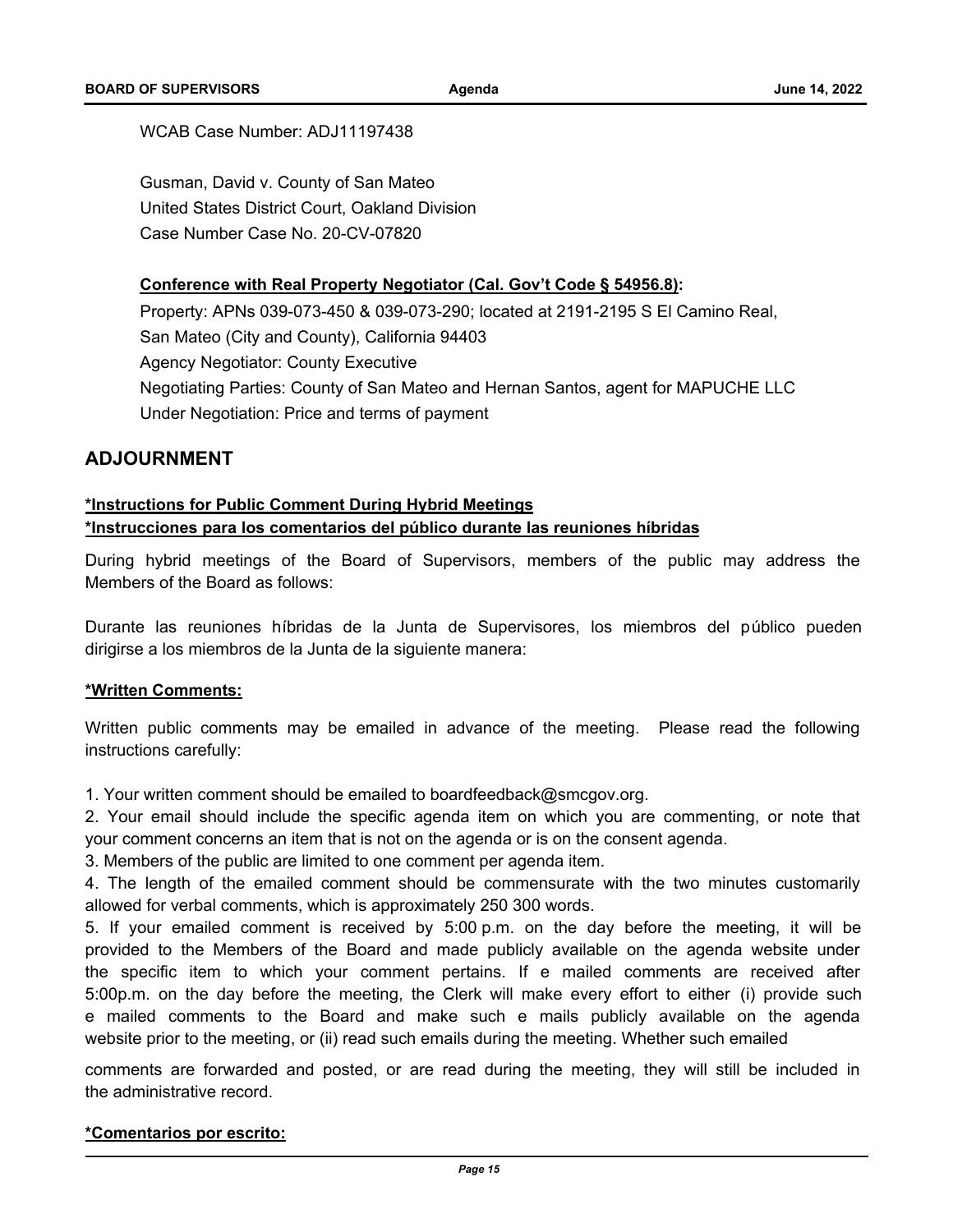WCAB Case Number: ADJ11197438

Gusman, David v. County of San Mateo
United States District Court, Oakland Division
Case Number Case No. 20-CV-07820

**Conference with Real Property Negotiator (Cal. Gov't Code § 54956.8):**
Property: APNs 039-073-450 & 039-073-290; located at 2191-2195 S El Camino Real, San Mateo (City and County), California 94403
Agency Negotiator: County Executive
Negotiating Parties: County of San Mateo and Hernan Santos, agent for MAPUCHE LLC
Under Negotiation: Price and terms of payment

## ADJOURNMENT

**\*Instructions for Public Comment During Hybrid Meetings**
**\*Instrucciones para los comentarios del público durante las reuniones híbridas**

During hybrid meetings of the Board of Supervisors, members of the public may address the Members of the Board as follows:

Durante las reuniones híbridas de la Junta de Supervisores, los miembros del público pueden dirigirse a los miembros de la Junta de la siguiente manera:

**\*Written Comments:**

Written public comments may be emailed in advance of the meeting. Please read the following instructions carefully:

1. Your written comment should be emailed to boardfeedback@smcgov.org.
2. Your email should include the specific agenda item on which you are commenting, or note that your comment concerns an item that is not on the agenda or is on the consent agenda.
3. Members of the public are limited to one comment per agenda item.
4. The length of the emailed comment should be commensurate with the two minutes customarily allowed for verbal comments, which is approximately 250 300 words.
5. If your emailed comment is received by 5:00 p.m. on the day before the meeting, it will be provided to the Members of the Board and made publicly available on the agenda website under the specific item to which your comment pertains. If e mailed comments are received after 5:00p.m. on the day before the meeting, the Clerk will make every effort to either (i) provide such e mailed comments to the Board and make such e mails publicly available on the agenda website prior to the meeting, or (ii) read such emails during the meeting. Whether such emailed comments are forwarded and posted, or are read during the meeting, they will still be included in the administrative record.

**\*Comentarios por escrito:**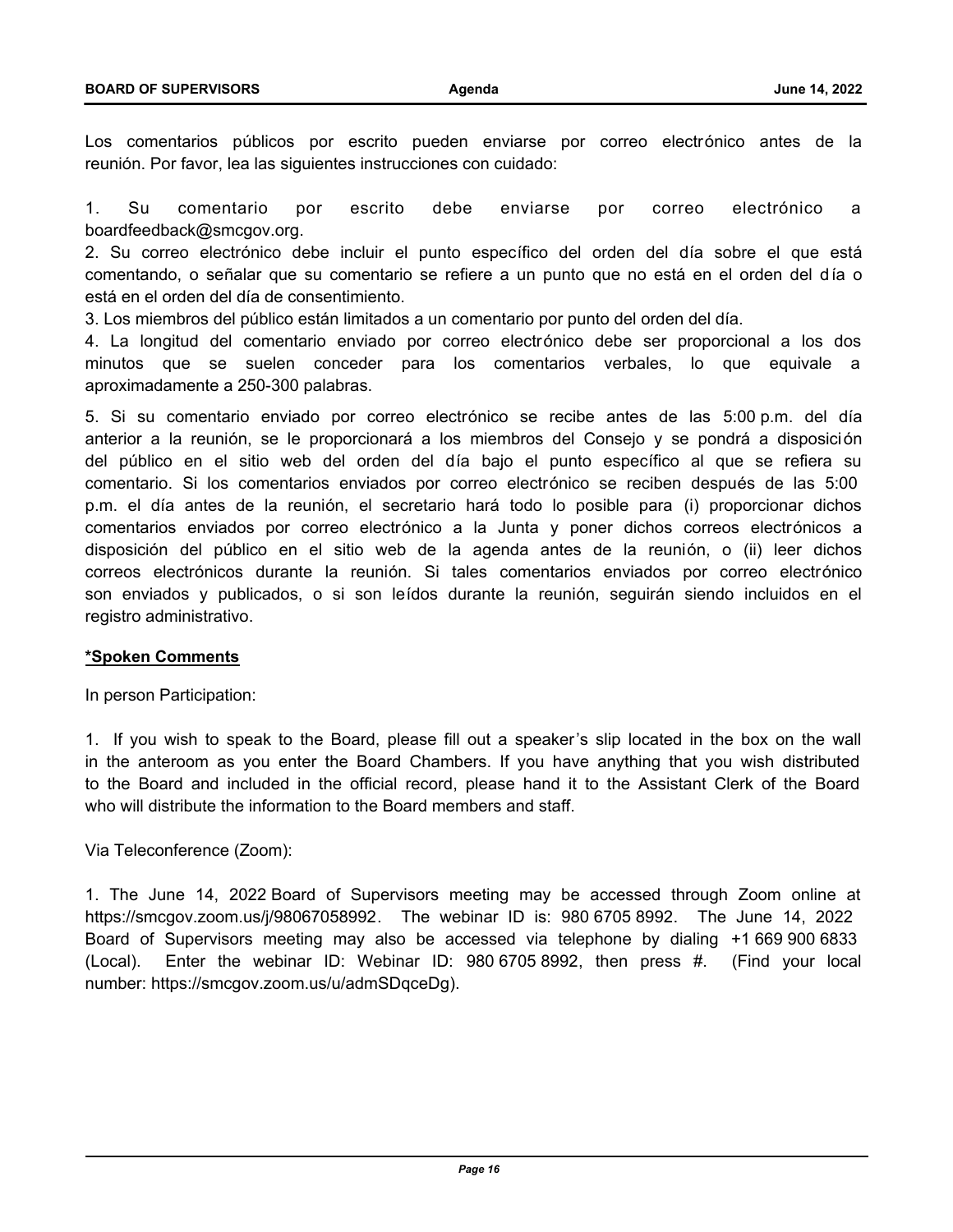Los comentarios públicos por escrito pueden enviarse por correo electrónico antes de la reunión. Por favor, lea las siguientes instrucciones con cuidado:

1. Su comentario por escrito debe enviarse por correo electrónico a boardfeedback@smcgov.org.
2. Su correo electrónico debe incluir el punto específico del orden del día sobre el que está comentando, o señalar que su comentario se refiere a un punto que no está en el orden del día o está en el orden del día de consentimiento.
3. Los miembros del público están limitados a un comentario por punto del orden del día.
4. La longitud del comentario enviado por correo electrónico debe ser proporcional a los dos minutos que se suelen conceder para los comentarios verbales, lo que equivale a aproximadamente a 250-300 palabras.
5. Si su comentario enviado por correo electrónico se recibe antes de las 5:00 p.m. del día anterior a la reunión, se le proporcionará a los miembros del Consejo y se pondrá a disposición del público en el sitio web del orden del día bajo el punto específico al que se refiera su comentario. Si los comentarios enviados por correo electrónico se reciben después de las 5:00 p.m. el día antes de la reunión, el secretario hará todo lo posible para (i) proporcionar dichos comentarios enviados por correo electrónico a la Junta y poner dichos correos electrónicos a disposición del público en el sitio web de la agenda antes de la reunión, o (ii) leer dichos correos electrónicos durante la reunión. Si tales comentarios enviados por correo electrónico son enviados y publicados, o si son leídos durante la reunión, seguirán siendo incluidos en el registro administrativo.

**\*Spoken Comments**

In person Participation:

1. If you wish to speak to the Board, please fill out a speaker's slip located in the box on the wall in the anteroom as you enter the Board Chambers. If you have anything that you wish distributed to the Board and included in the official record, please hand it to the Assistant Clerk of the Board who will distribute the information to the Board members and staff.

Via Teleconference (Zoom):

1. The June 14, 2022 Board of Supervisors meeting may be accessed through Zoom online at https://smcgov.zoom.us/j/98067058992. The webinar ID is: 980 6705 8992. The June 14, 2022 Board of Supervisors meeting may also be accessed via telephone by dialing +1 669 900 6833 (Local). Enter the webinar ID: Webinar ID: 980 6705 8992, then press #. (Find your local number: https://smcgov.zoom.us/u/admSDqceDg).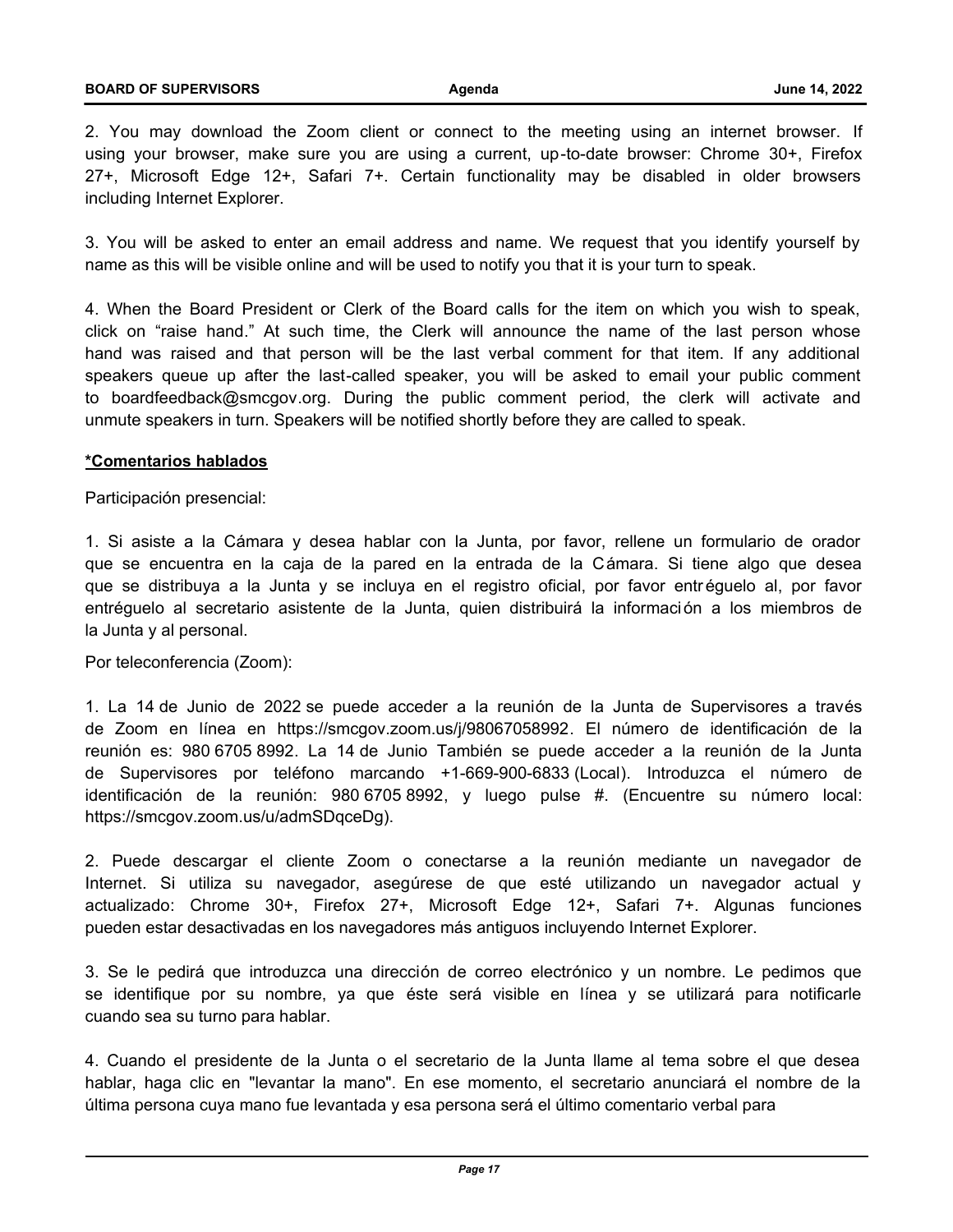2. You may download the Zoom client or connect to the meeting using an internet browser. If using your browser, make sure you are using a current, up-to-date browser: Chrome 30+, Firefox 27+, Microsoft Edge 12+, Safari 7+. Certain functionality may be disabled in older browsers including Internet Explorer.

3. You will be asked to enter an email address and name. We request that you identify yourself by name as this will be visible online and will be used to notify you that it is your turn to speak.

4. When the Board President or Clerk of the Board calls for the item on which you wish to speak, click on "raise hand." At such time, the Clerk will announce the name of the last person whose hand was raised and that person will be the last verbal comment for that item. If any additional speakers queue up after the last-called speaker, you will be asked to email your public comment to boardfeedback@smcgov.org. During the public comment period, the clerk will activate and unmute speakers in turn. Speakers will be notified shortly before they are called to speak.

**<u>*Comentarios hablados</u>**

Participación presencial:

1. Si asiste a la Cámara y desea hablar con la Junta, por favor, rellene un formulario de orador que se encuentra en la caja de la pared en la entrada de la Cámara. Si tiene algo que desea que se distribuya a la Junta y se incluya en el registro oficial, por favor entréguelo al, por favor entréguelo al secretario asistente de la Junta, quien distribuirá la información a los miembros de la Junta y al personal.

Por teleconferencia (Zoom):

1. La 14 de Junio de 2022 se puede acceder a la reunión de la Junta de Supervisores a través de Zoom en línea en https://smcgov.zoom.us/j/98067058992. El número de identificación de la reunión es: 980 6705 8992. La 14 de Junio También se puede acceder a la reunión de la Junta de Supervisores por teléfono marcando +1-669-900-6833 (Local). Introduzca el número de identificación de la reunión: 980 6705 8992, y luego pulse #. (Encuentre su número local: https://smcgov.zoom.us/u/admSDqceDg).

2. Puede descargar el cliente Zoom o conectarse a la reunión mediante un navegador de Internet. Si utiliza su navegador, asegúrese de que esté utilizando un navegador actual y actualizado: Chrome 30+, Firefox 27+, Microsoft Edge 12+, Safari 7+. Algunas funciones pueden estar desactivadas en los navegadores más antiguos incluyendo Internet Explorer.

3. Se le pedirá que introduzca una dirección de correo electrónico y un nombre. Le pedimos que se identifique por su nombre, ya que éste será visible en línea y se utilizará para notificarle cuando sea su turno para hablar.

4. Cuando el presidente de la Junta o el secretario de la Junta llame al tema sobre el que desea hablar, haga clic en "levantar la mano". En ese momento, el secretario anunciará el nombre de la última persona cuya mano fue levantada y esa persona será el último comentario verbal para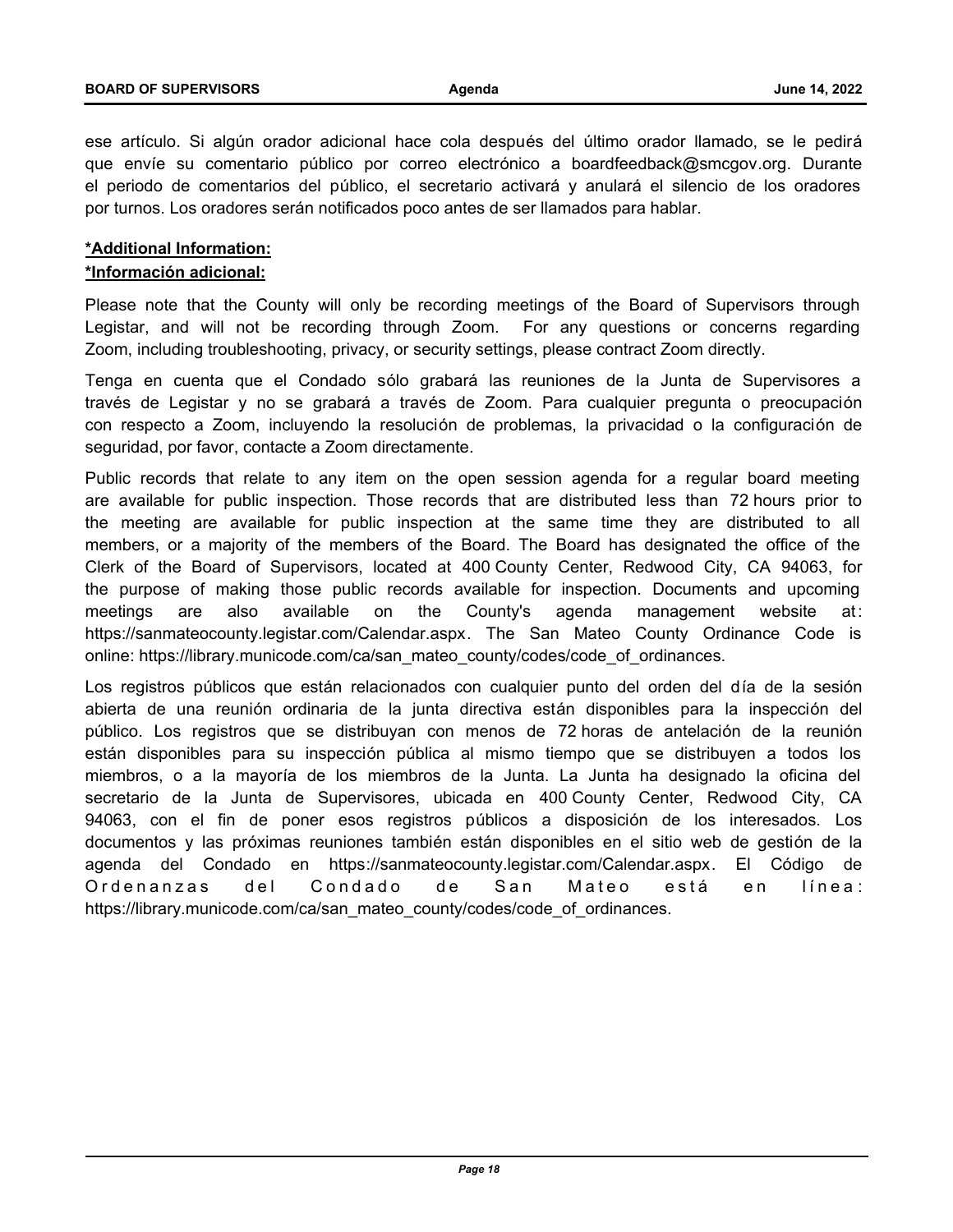ese artículo. Si algún orador adicional hace cola después del último orador llamado, se le pedirá que envíe su comentario público por correo electrónico a boardfeedback@smcgov.org. Durante el periodo de comentarios del público, el secretario activará y anulará el silencio de los oradores por turnos. Los oradores serán notificados poco antes de ser llamados para hablar.

**\*Additional Information:**

**\*Información adicional:**

Please note that the County will only be recording meetings of the Board of Supervisors through Legistar, and will not be recording through Zoom. For any questions or concerns regarding Zoom, including troubleshooting, privacy, or security settings, please contract Zoom directly.

Tenga en cuenta que el Condado sólo grabará las reuniones de la Junta de Supervisores a través de Legistar y no se grabará a través de Zoom. Para cualquier pregunta o preocupación con respecto a Zoom, incluyendo la resolución de problemas, la privacidad o la configuración de seguridad, por favor, contacte a Zoom directamente.

Public records that relate to any item on the open session agenda for a regular board meeting are available for public inspection. Those records that are distributed less than 72 hours prior to the meeting are available for public inspection at the same time they are distributed to all members, or a majority of the members of the Board. The Board has designated the office of the Clerk of the Board of Supervisors, located at 400 County Center, Redwood City, CA 94063, for the purpose of making those public records available for inspection. Documents and upcoming meetings are also available on the County's agenda management website at: https://sanmateocounty.legistar.com/Calendar.aspx. The San Mateo County Ordinance Code is online: https://library.municode.com/ca/san_mateo_county/codes/code_of_ordinances.

Los registros públicos que están relacionados con cualquier punto del orden del día de la sesión abierta de una reunión ordinaria de la junta directiva están disponibles para la inspección del público. Los registros que se distribuyan con menos de 72 horas de antelación de la reunión están disponibles para su inspección pública al mismo tiempo que se distribuyen a todos los miembros, o a la mayoría de los miembros de la Junta. La Junta ha designado la oficina del secretario de la Junta de Supervisores, ubicada en 400 County Center, Redwood City, CA 94063, con el fin de poner esos registros públicos a disposición de los interesados. Los documentos y las próximas reuniones también están disponibles en el sitio web de gestión de la agenda del Condado en https://sanmateocounty.legistar.com/Calendar.aspx. El Código de Ordenanzas del Condado de San Mateo está en línea: https://library.municode.com/ca/san_mateo_county/codes/code_of_ordinances.